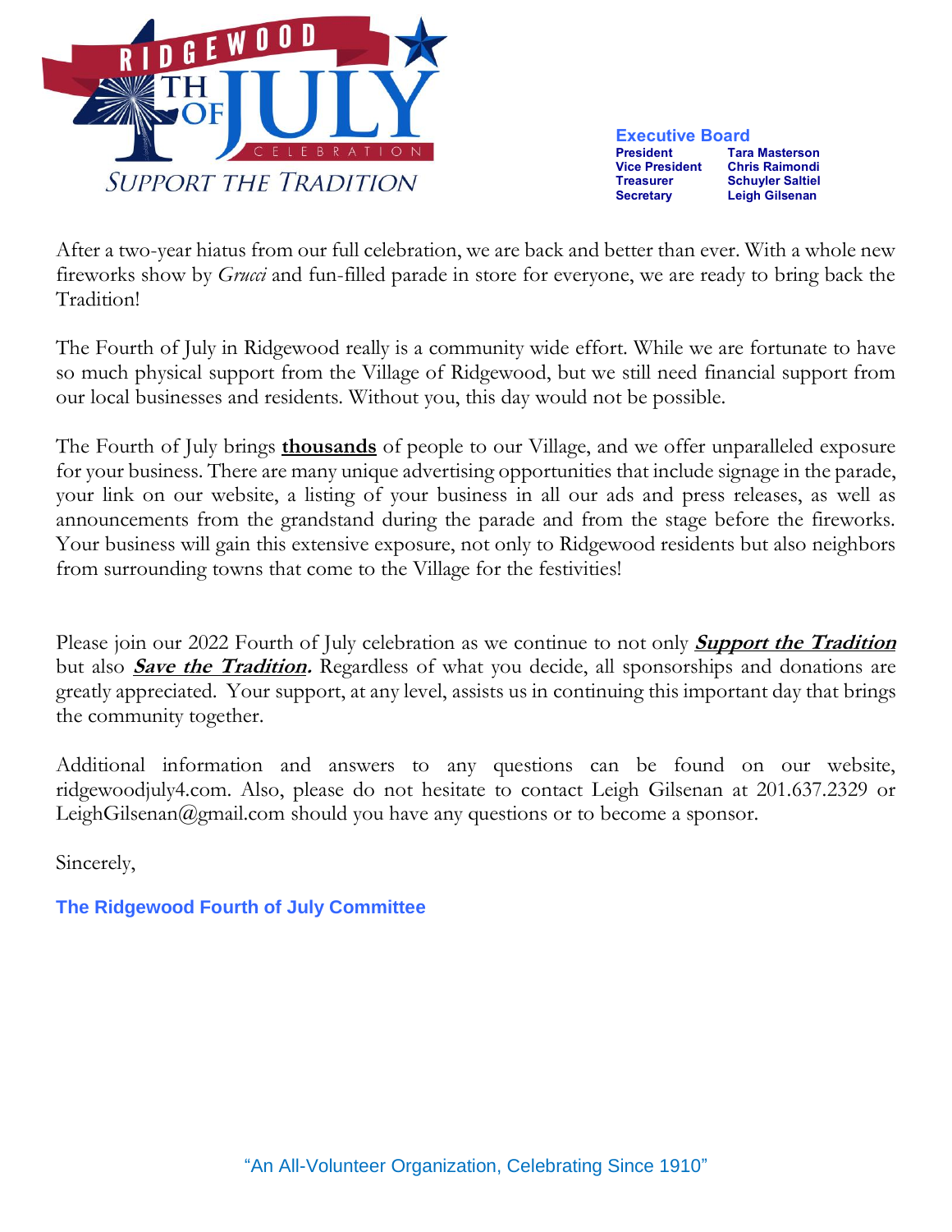RIDGEWOOD 4TH OF JULY CELEBRATION

SUPPORT THE TRADITION

**Executive Board**

| | |
|---|---|
| **President** | **Tara Masterson** |
| **Vice President** | **Chris Raimondi** |
| **Treasurer** | **Schuyler Saltiel** |
| **Secretary** | **Leigh Gilsenan** |

After a two-year hiatus from our full celebration, we are back and better than ever. With a whole new fireworks show by *Grucci* and fun-filled parade in store for everyone, we are ready to bring back the Tradition!

The Fourth of July in Ridgewood really is a community wide effort. While we are fortunate to have so much physical support from the Village of Ridgewood, but we still need financial support from our local businesses and residents. Without you, this day would not be possible.

The Fourth of July brings **thousands** of people to our Village, and we offer unparalleled exposure for your business. There are many unique advertising opportunities that include signage in the parade, your link on our website, a listing of your business in all our ads and press releases, as well as announcements from the grandstand during the parade and from the stage before the fireworks. Your business will gain this extensive exposure, not only to Ridgewood residents but also neighbors from surrounding towns that come to the Village for the festivities!

Please join our 2022 Fourth of July celebration as we continue to not only ***Support the Tradition*** but also ***Save the Tradition.*** Regardless of what you decide, all sponsorships and donations are greatly appreciated. Your support, at any level, assists us in continuing this important day that brings the community together.

Additional information and answers to any questions can be found on our website, ridgewoodjuly4.com. Also, please do not hesitate to contact Leigh Gilsenan at 201.637.2329 or LeighGilsenan@gmail.com should you have any questions or to become a sponsor.

Sincerely,

**The Ridgewood Fourth of July Committee**

"An All-Volunteer Organization, Celebrating Since 1910"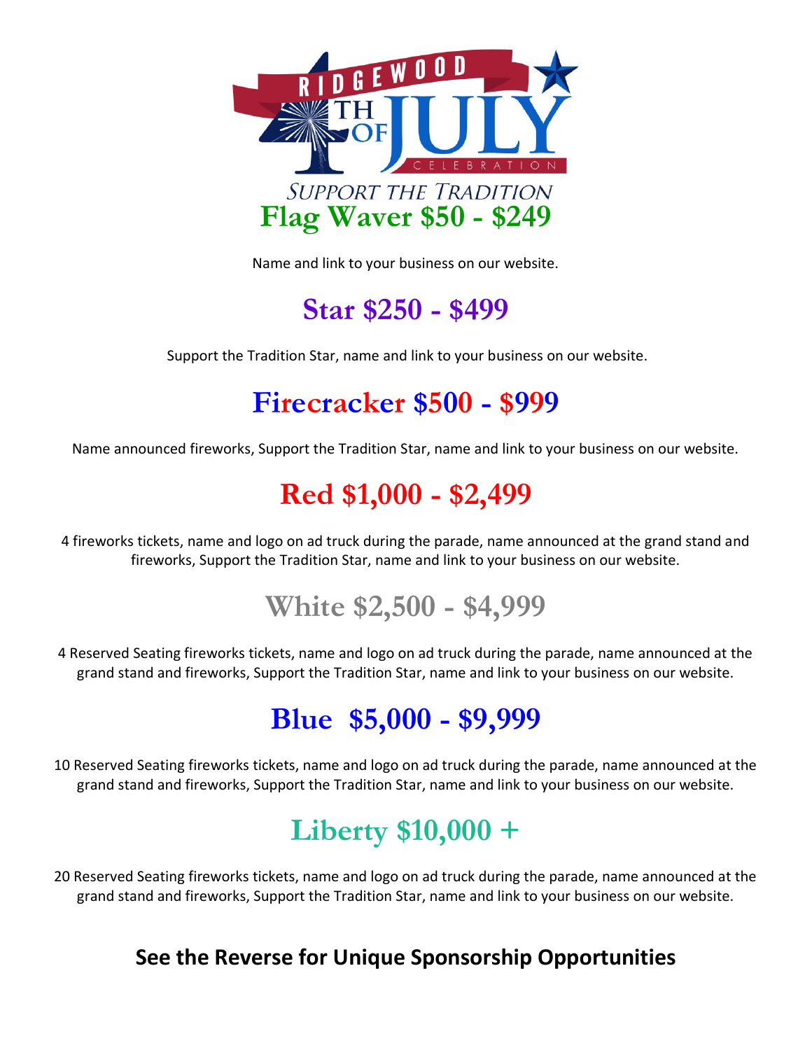# RIDGEWOOD 4TH OF JULY CELEBRATION

*SUPPORT THE TRADITION*

## Flag Waver $50 - $249

Name and link to your business on our website.

## Star $250 - $499

Support the Tradition Star, name and link to your business on our website.

## Firecracker $500 - $999

Name announced fireworks, Support the Tradition Star, name and link to your business on our website.

## Red $1,000 - $2,499

4 fireworks tickets, name and logo on ad truck during the parade, name announced at the grand stand and fireworks, Support the Tradition Star, name and link to your business on our website.

## White $2,500 - $4,999

4 Reserved Seating fireworks tickets, name and logo on ad truck during the parade, name announced at the grand stand and fireworks, Support the Tradition Star, name and link to your business on our website.

## Blue $5,000 - $9,999

10 Reserved Seating fireworks tickets, name and logo on ad truck during the parade, name announced at the grand stand and fireworks, Support the Tradition Star, name and link to your business on our website.

## Liberty $10,000 +

20 Reserved Seating fireworks tickets, name and logo on ad truck during the parade, name announced at the grand stand and fireworks, Support the Tradition Star, name and link to your business on our website.

**See the Reverse for Unique Sponsorship Opportunities**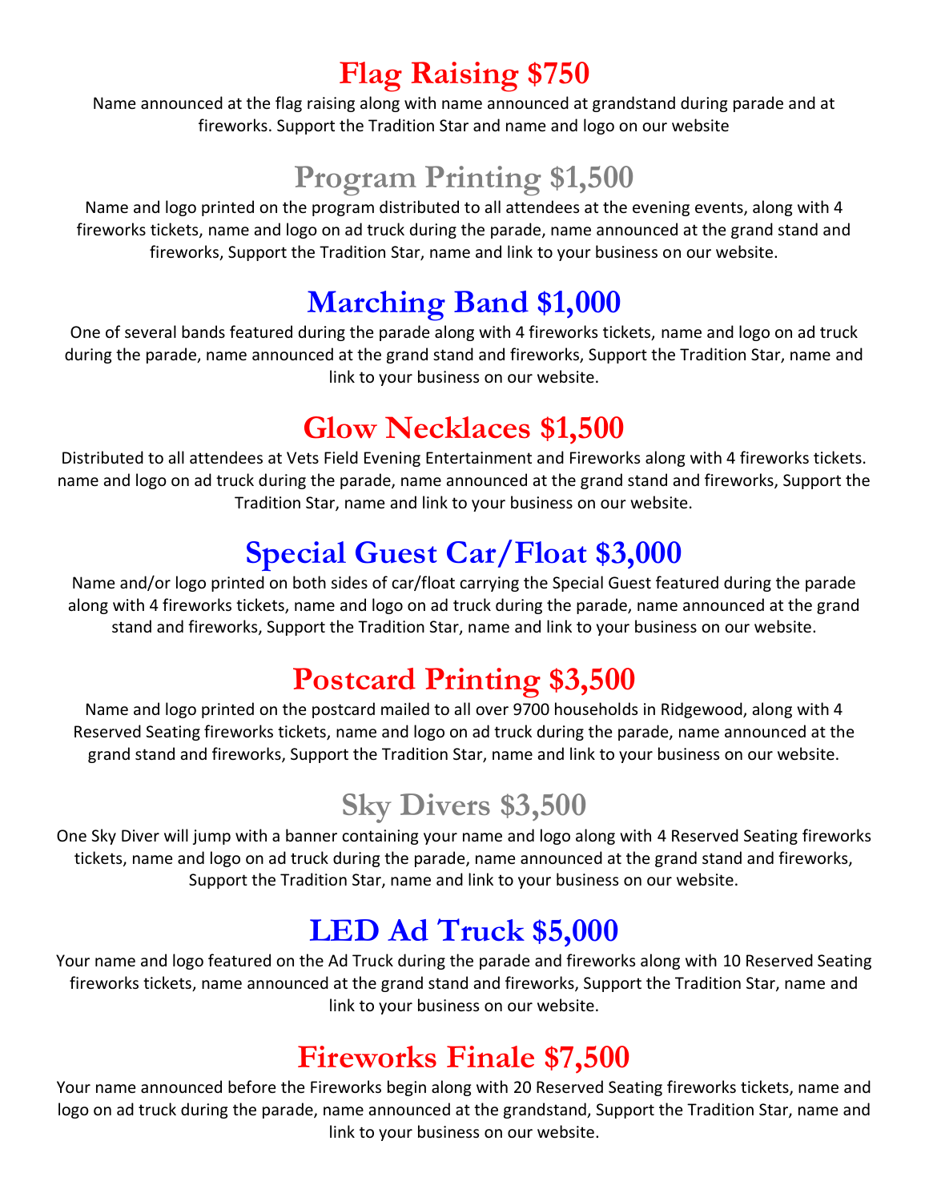## Flag Raising $750

Name announced at the flag raising along with name announced at grandstand during parade and at fireworks. Support the Tradition Star and name and logo on our website

## Program Printing $1,500

Name and logo printed on the program distributed to all attendees at the evening events, along with 4 fireworks tickets, name and logo on ad truck during the parade, name announced at the grand stand and fireworks, Support the Tradition Star, name and link to your business on our website.

## Marching Band $1,000

One of several bands featured during the parade along with 4 fireworks tickets, name and logo on ad truck during the parade, name announced at the grand stand and fireworks, Support the Tradition Star, name and link to your business on our website.

## Glow Necklaces $1,500

Distributed to all attendees at Vets Field Evening Entertainment and Fireworks along with 4 fireworks tickets. name and logo on ad truck during the parade, name announced at the grand stand and fireworks, Support the Tradition Star, name and link to your business on our website.

## Special Guest Car/Float $3,000

Name and/or logo printed on both sides of car/float carrying the Special Guest featured during the parade along with 4 fireworks tickets, name and logo on ad truck during the parade, name announced at the grand stand and fireworks, Support the Tradition Star, name and link to your business on our website.

## Postcard Printing $3,500

Name and logo printed on the postcard mailed to all over 9700 households in Ridgewood, along with 4 Reserved Seating fireworks tickets, name and logo on ad truck during the parade, name announced at the grand stand and fireworks, Support the Tradition Star, name and link to your business on our website.

## Sky Divers $3,500

One Sky Diver will jump with a banner containing your name and logo along with 4 Reserved Seating fireworks tickets, name and logo on ad truck during the parade, name announced at the grand stand and fireworks, Support the Tradition Star, name and link to your business on our website.

## LED Ad Truck $5,000

Your name and logo featured on the Ad Truck during the parade and fireworks along with 10 Reserved Seating fireworks tickets, name announced at the grand stand and fireworks, Support the Tradition Star, name and link to your business on our website.

## Fireworks Finale $7,500

Your name announced before the Fireworks begin along with 20 Reserved Seating fireworks tickets, name and logo on ad truck during the parade, name announced at the grandstand, Support the Tradition Star, name and link to your business on our website.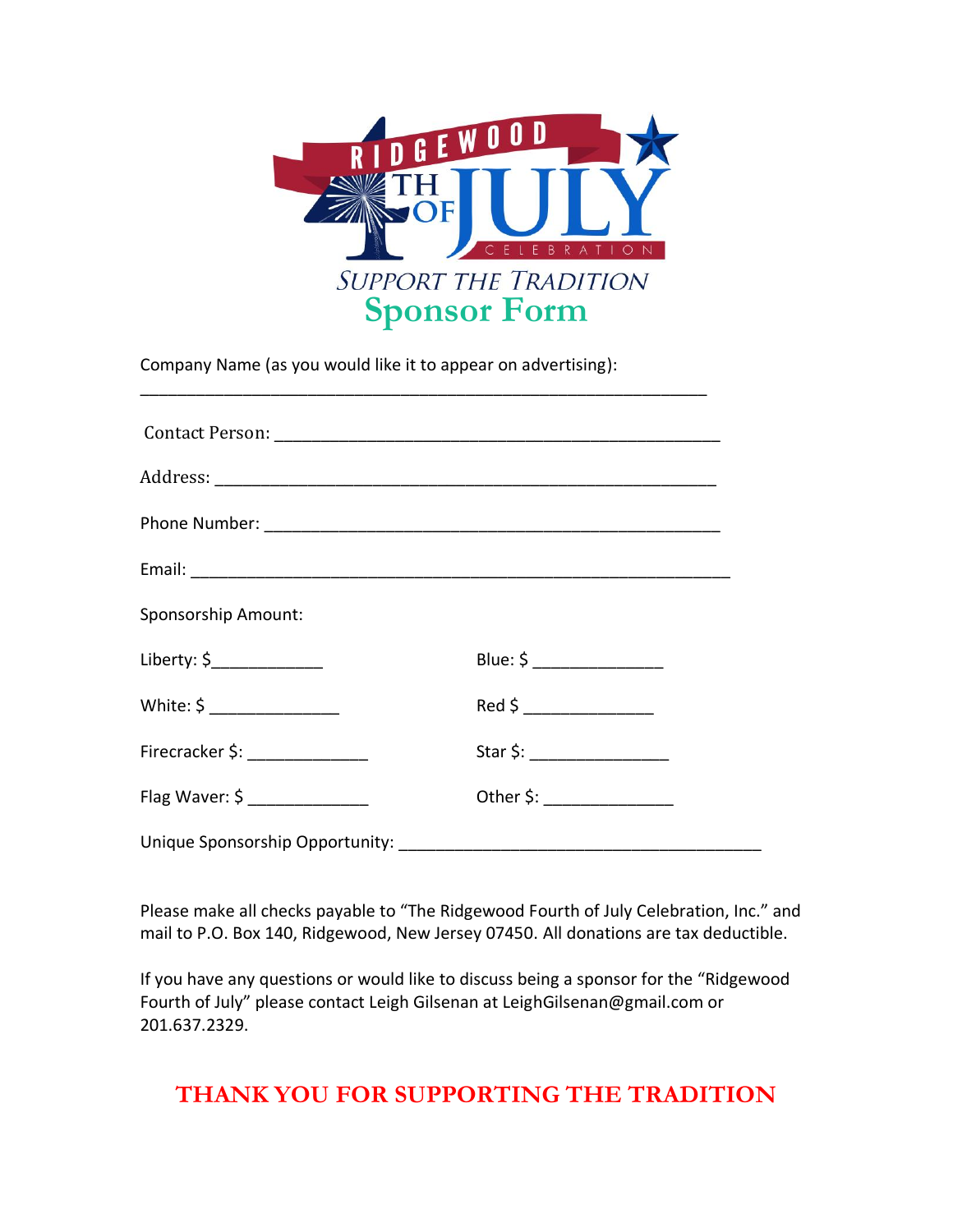RIDGEWOOD 4TH OF JULY CELEBRATION

*SUPPORT THE TRADITION*

# Sponsor Form

Company Name (as you would like it to appear on advertising):

_______________________________________________________________

Contact Person: _________________________________________________

Address: _______________________________________________________

Phone Number: __________________________________________________

Email: __________________________________________________________

Sponsorship Amount:

| | |
|---|---|
| Liberty: $____________ | Blue: $ ______________ |
| White: $ ______________ | Red $ ______________ |
| Firecracker $: _____________ | Star $: ______________ |
| Flag Waver: $ _____________ | Other $: ______________ |

Unique Sponsorship Opportunity: _______________________________________

Please make all checks payable to "The Ridgewood Fourth of July Celebration, Inc." and mail to P.O. Box 140, Ridgewood, New Jersey 07450. All donations are tax deductible.

If you have any questions or would like to discuss being a sponsor for the "Ridgewood Fourth of July" please contact Leigh Gilsenan at LeighGilsenan@gmail.com or 201.637.2329.

## THANK YOU FOR SUPPORTING THE TRADITION